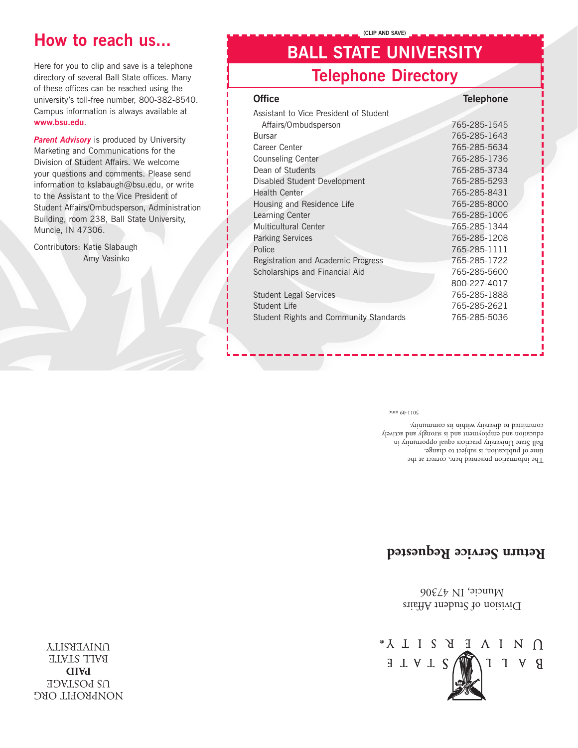## How to reach us...

Here for you to clip and save is a telephone directory of several Ball State offices. Many of these offices can be reached using the university's toll-free number, 800-382-8540. Campus information is always available at **www.bsu.edu**.

***Parent Advisory*** is produced by University Marketing and Communications for the Division of Student Affairs. We welcome your questions and comments. Please send information to kslabaugh@bsu.edu, or write to the Assistant to the Vice President of Student Affairs/Ombudsperson, Administration Building, room 238, Ball State University, Muncie, IN 47306.

Contributors: Katie Slabaugh
Amy Vasinko

(CLIP AND SAVE)

# BALL STATE UNIVERSITY

## Telephone Directory

| Office | Telephone |
|---|---|
| Assistant to Vice President of Student Affairs/Ombudsperson | 765-285-1545 |
| Bursar | 765-285-1643 |
| Career Center | 765-285-5634 |
| Counseling Center | 765-285-1736 |
| Dean of Students | 765-285-3734 |
| Disabled Student Development | 765-285-5293 |
| Health Center | 765-285-8431 |
| Housing and Residence Life | 765-285-8000 |
| Learning Center | 765-285-1006 |
| Multicultural Center | 765-285-1344 |
| Parking Services | 765-285-1208 |
| Police | 765-285-1111 |
| Registration and Academic Progress | 765-285-1722 |
| Scholarships and Financial Aid | 765-285-5600 |
| | 800-227-4017 |
| Student Legal Services | 765-285-1888 |
| Student Life | 765-285-2621 |
| Student Rights and Community Standards | 765-285-5036 |

The information presented here, correct at the time of publication, is subject to change. Ball State University practices equal opportunity in education and employment and is strongly and actively committed to diversity within its community.

5011-09 umc

**Return Service Requested**

BALL STATE UNIVERSITY®

Division of Student Affairs
Muncie, IN 47306

NONPROFIT ORG
US POSTAGE
**PAID**
BALL STATE
UNIVERSITY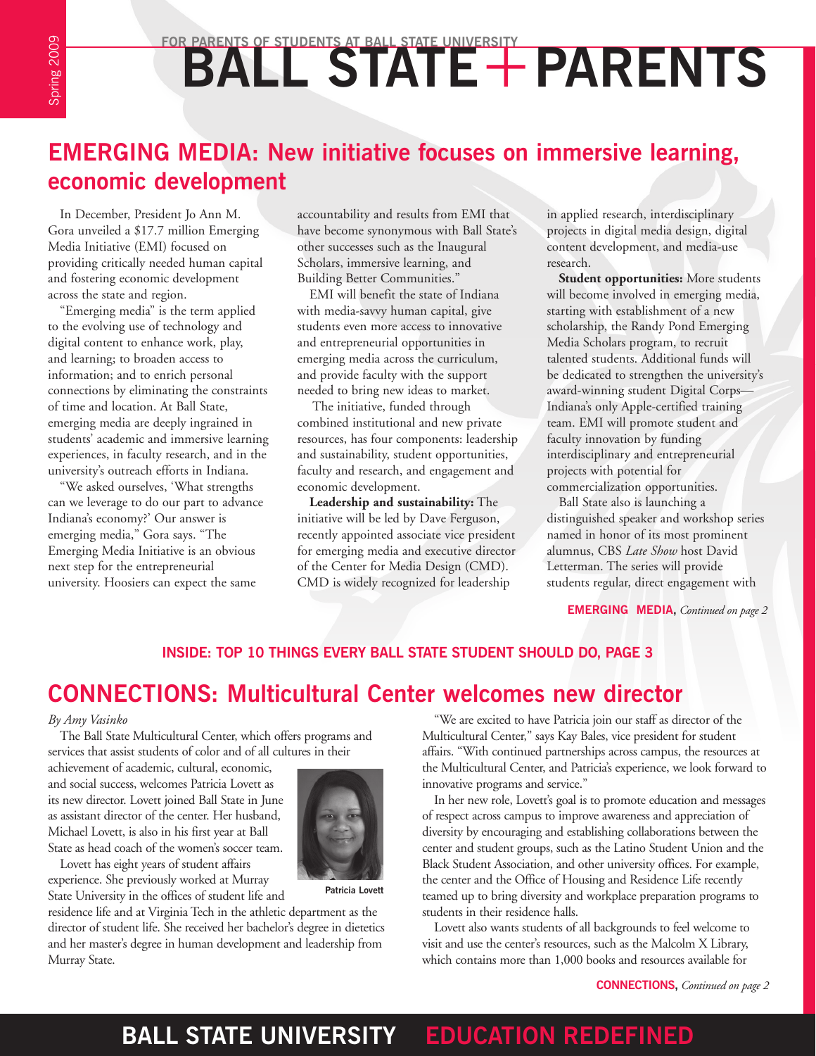FOR PARENTS OF STUDENTS AT BALL STATE UNIVERSITY

# BALL STATE + PARENTS

Spring 2009

## EMERGING MEDIA: New initiative focuses on immersive learning, economic development

In December, President Jo Ann M. Gora unveiled a $17.7 million Emerging Media Initiative (EMI) focused on providing critically needed human capital and fostering economic development across the state and region.

"Emerging media" is the term applied to the evolving use of technology and digital content to enhance work, play, and learning; to broaden access to information; and to enrich personal connections by eliminating the constraints of time and location. At Ball State, emerging media are deeply ingrained in students' academic and immersive learning experiences, in faculty research, and in the university's outreach efforts in Indiana.

"We asked ourselves, 'What strengths can we leverage to do our part to advance Indiana's economy?' Our answer is emerging media," Gora says. "The Emerging Media Initiative is an obvious next step for the entrepreneurial university. Hoosiers can expect the same accountability and results from EMI that have become synonymous with Ball State's other successes such as the Inaugural Scholars, immersive learning, and Building Better Communities."

EMI will benefit the state of Indiana with media-savvy human capital, give students even more access to innovative and entrepreneurial opportunities in emerging media across the curriculum, and provide faculty with the support needed to bring new ideas to market.

The initiative, funded through combined institutional and new private resources, has four components: leadership and sustainability, student opportunities, faculty and research, and engagement and economic development.

**Leadership and sustainability:** The initiative will be led by Dave Ferguson, recently appointed associate vice president for emerging media and executive director of the Center for Media Design (CMD). CMD is widely recognized for leadership in applied research, interdisciplinary projects in digital media design, digital content development, and media-use research.

**Student opportunities:** More students will become involved in emerging media, starting with establishment of a new scholarship, the Randy Pond Emerging Media Scholars program, to recruit talented students. Additional funds will be dedicated to strengthen the university's award-winning student Digital Corps—Indiana's only Apple-certified training team. EMI will promote student and faculty innovation by funding interdisciplinary and entrepreneurial projects with potential for commercialization opportunities.

Ball State also is launching a distinguished speaker and workshop series named in honor of its most prominent alumnus, CBS *Late Show* host David Letterman. The series will provide students regular, direct engagement with

**EMERGING MEDIA,** *Continued on page 2*

**INSIDE: TOP 10 THINGS EVERY BALL STATE STUDENT SHOULD DO, PAGE 3**

## CONNECTIONS: Multicultural Center welcomes new director

*By Amy Vasinko*

The Ball State Multicultural Center, which offers programs and services that assist students of color and of all cultures in their achievement of academic, cultural, economic, and social success, welcomes Patricia Lovett as its new director. Lovett joined Ball State in June as assistant director of the center. Her husband, Michael Lovett, is also in his first year at Ball State as head coach of the women's soccer team.

Patricia Lovett

Lovett has eight years of student affairs experience. She previously worked at Murray State University in the offices of student life and residence life and at Virginia Tech in the athletic department as the director of student life. She received her bachelor's degree in dietetics and her master's degree in human development and leadership from Murray State.

"We are excited to have Patricia join our staff as director of the Multicultural Center," says Kay Bales, vice president for student affairs. "With continued partnerships across campus, the resources at the Multicultural Center, and Patricia's experience, we look forward to innovative programs and service."

In her new role, Lovett's goal is to promote education and messages of respect across campus to improve awareness and appreciation of diversity by encouraging and establishing collaborations between the center and student groups, such as the Latino Student Union and the Black Student Association, and other university offices. For example, the center and the Office of Housing and Residence Life recently teamed up to bring diversity and workplace preparation programs to students in their residence halls.

Lovett also wants students of all backgrounds to feel welcome to visit and use the center's resources, such as the Malcolm X Library, which contains more than 1,000 books and resources available for

**CONNECTIONS,** *Continued on page 2*

BALL STATE UNIVERSITY EDUCATION REDEFINED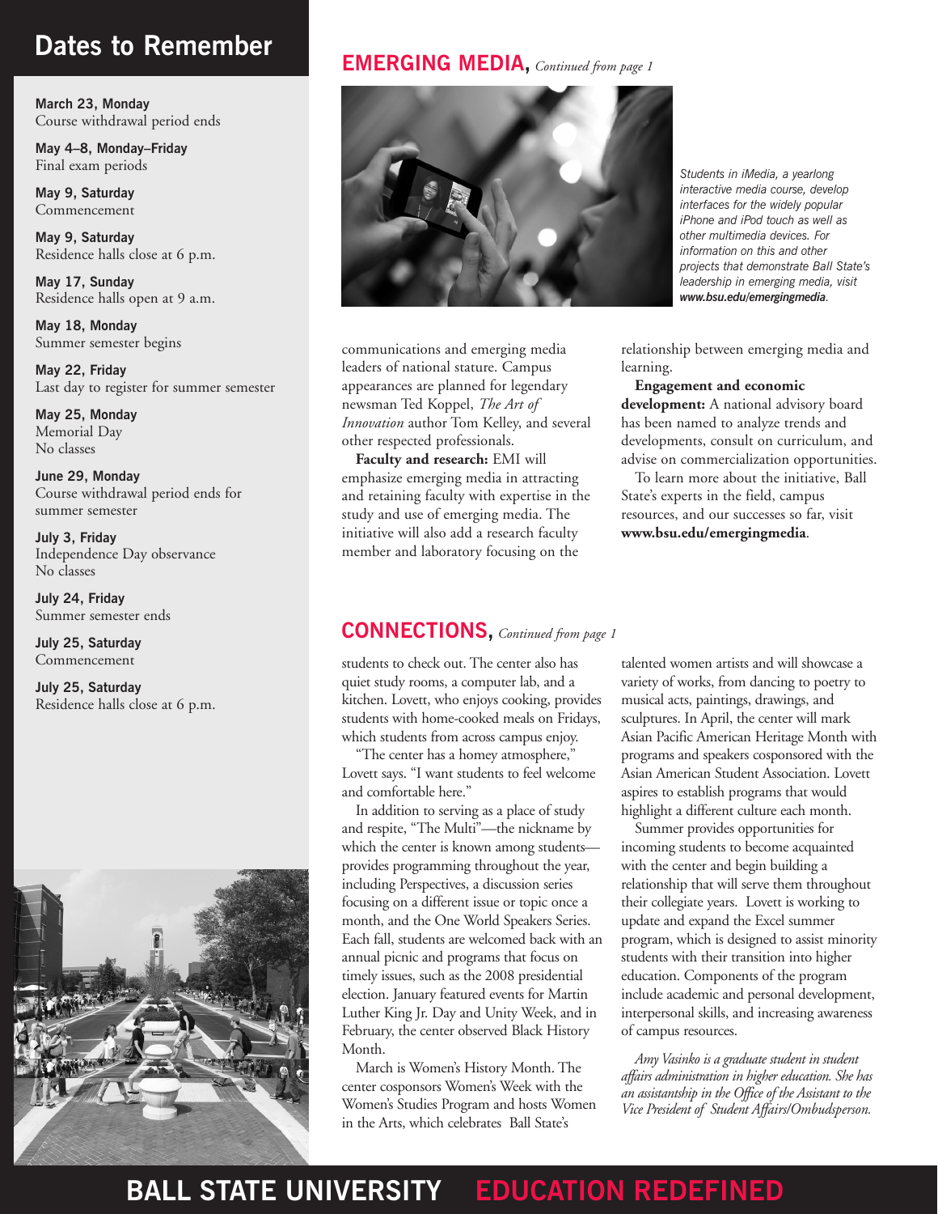## Dates to Remember

**March 23, Monday**
Course withdrawal period ends

**May 4–8, Monday–Friday**
Final exam periods

**May 9, Saturday**
Commencement

**May 9, Saturday**
Residence halls close at 6 p.m.

**May 17, Sunday**
Residence halls open at 9 a.m.

**May 18, Monday**
Summer semester begins

**May 22, Friday**
Last day to register for summer semester

**May 25, Monday**
Memorial Day
No classes

**June 29, Monday**
Course withdrawal period ends for summer semester

**July 3, Friday**
Independence Day observance
No classes

**July 24, Friday**
Summer semester ends

**July 25, Saturday**
Commencement

**July 25, Saturday**
Residence halls close at 6 p.m.

## EMERGING MEDIA, *Continued from page 1*

*Students in iMedia, a yearlong interactive media course, develop interfaces for the widely popular iPhone and iPod touch as well as other multimedia devices. For information on this and other projects that demonstrate Ball State's leadership in emerging media, visit* ***www.bsu.edu/emergingmedia****.*

communications and emerging media leaders of national stature. Campus appearances are planned for legendary newsman Ted Koppel, *The Art of Innovation* author Tom Kelley, and several other respected professionals.

**Faculty and research:** EMI will emphasize emerging media in attracting and retaining faculty with expertise in the study and use of emerging media. The initiative will also add a research faculty member and laboratory focusing on the relationship between emerging media and learning.

**Engagement and economic development:** A national advisory board has been named to analyze trends and developments, consult on curriculum, and advise on commercialization opportunities.

To learn more about the initiative, Ball State's experts in the field, campus resources, and our successes so far, visit **www.bsu.edu/emergingmedia**.

## CONNECTIONS, *Continued from page 1*

students to check out. The center also has quiet study rooms, a computer lab, and a kitchen. Lovett, who enjoys cooking, provides students with home-cooked meals on Fridays, which students from across campus enjoy.

"The center has a homey atmosphere," Lovett says. "I want students to feel welcome and comfortable here."

In addition to serving as a place of study and respite, "The Multi"—the nickname by which the center is known among students—provides programming throughout the year, including Perspectives, a discussion series focusing on a different issue or topic once a month, and the One World Speakers Series. Each fall, students are welcomed back with an annual picnic and programs that focus on timely issues, such as the 2008 presidential election. January featured events for Martin Luther King Jr. Day and Unity Week, and in February, the center observed Black History Month.

March is Women's History Month. The center cosponsors Women's Week with the Women's Studies Program and hosts Women in the Arts, which celebrates Ball State's talented women artists and will showcase a variety of works, from dancing to poetry to musical acts, paintings, drawings, and sculptures. In April, the center will mark Asian Pacific American Heritage Month with programs and speakers cosponsored with the Asian American Student Association. Lovett aspires to establish programs that would highlight a different culture each month.

Summer provides opportunities for incoming students to become acquainted with the center and begin building a relationship that will serve them throughout their collegiate years. Lovett is working to update and expand the Excel summer program, which is designed to assist minority students with their transition into higher education. Components of the program include academic and personal development, interpersonal skills, and increasing awareness of campus resources.

*Amy Vasinko is a graduate student in student affairs administration in higher education. She has an assistantship in the Office of the Assistant to the Vice President of Student Affairs/Ombudsperson.*

**BALL STATE UNIVERSITY EDUCATION REDEFINED**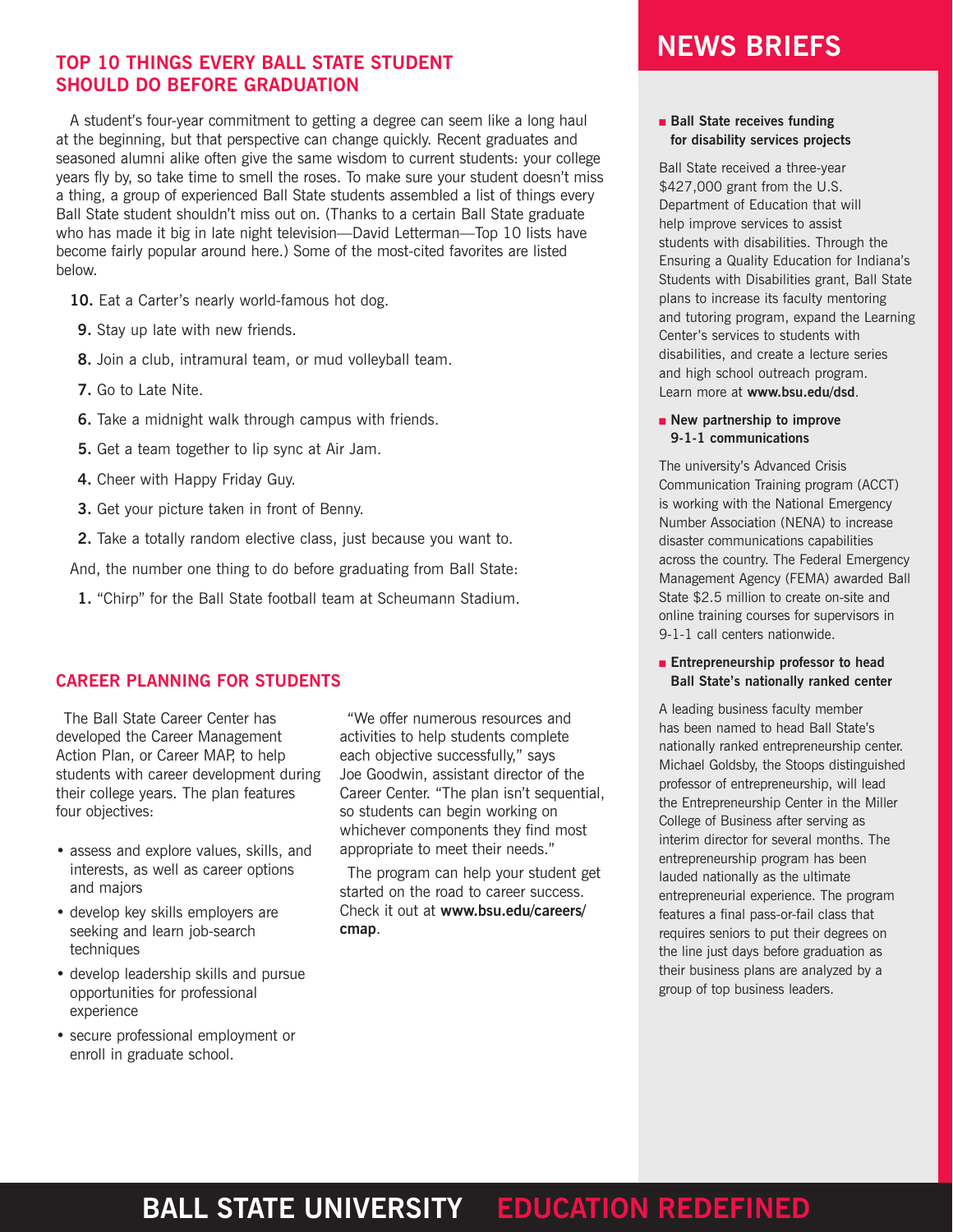## TOP 10 THINGS EVERY BALL STATE STUDENT SHOULD DO BEFORE GRADUATION

A student's four-year commitment to getting a degree can seem like a long haul at the beginning, but that perspective can change quickly. Recent graduates and seasoned alumni alike often give the same wisdom to current students: your college years fly by, so take time to smell the roses. To make sure your student doesn't miss a thing, a group of experienced Ball State students assembled a list of things every Ball State student shouldn't miss out on. (Thanks to a certain Ball State graduate who has made it big in late night television—David Letterman—Top 10 lists have become fairly popular around here.) Some of the most-cited favorites are listed below.

**10.** Eat a Carter's nearly world-famous hot dog.

**9.** Stay up late with new friends.

**8.** Join a club, intramural team, or mud volleyball team.

**7.** Go to Late Nite.

**6.** Take a midnight walk through campus with friends.

**5.** Get a team together to lip sync at Air Jam.

**4.** Cheer with Happy Friday Guy.

**3.** Get your picture taken in front of Benny.

**2.** Take a totally random elective class, just because you want to.

And, the number one thing to do before graduating from Ball State:

**1.** "Chirp" for the Ball State football team at Scheumann Stadium.

## CAREER PLANNING FOR STUDENTS

The Ball State Career Center has developed the Career Management Action Plan, or Career MAP, to help students with career development during their college years. The plan features four objectives:

- assess and explore values, skills, and interests, as well as career options and majors
- develop key skills employers are seeking and learn job-search techniques
- develop leadership skills and pursue opportunities for professional experience
- secure professional employment or enroll in graduate school.

"We offer numerous resources and activities to help students complete each objective successfully," says Joe Goodwin, assistant director of the Career Center. "The plan isn't sequential, so students can begin working on whichever components they find most appropriate to meet their needs."

The program can help your student get started on the road to career success. Check it out at **www.bsu.edu/careers/cmap**.

# NEWS BRIEFS

**Ball State receives funding for disability services projects**

Ball State received a three-year $427,000 grant from the U.S. Department of Education that will help improve services to assist students with disabilities. Through the Ensuring a Quality Education for Indiana's Students with Disabilities grant, Ball State plans to increase its faculty mentoring and tutoring program, expand the Learning Center's services to students with disabilities, and create a lecture series and high school outreach program. Learn more at **www.bsu.edu/dsd**.

**New partnership to improve 9-1-1 communications**

The university's Advanced Crisis Communication Training program (ACCT) is working with the National Emergency Number Association (NENA) to increase disaster communications capabilities across the country. The Federal Emergency Management Agency (FEMA) awarded Ball State $2.5 million to create on-site and online training courses for supervisors in 9-1-1 call centers nationwide.

**Entrepreneurship professor to head Ball State's nationally ranked center**

A leading business faculty member has been named to head Ball State's nationally ranked entrepreneurship center. Michael Goldsby, the Stoops distinguished professor of entrepreneurship, will lead the Entrepreneurship Center in the Miller College of Business after serving as interim director for several months. The entrepreneurship program has been lauded nationally as the ultimate entrepreneurial experience. The program features a final pass-or-fail class that requires seniors to put their degrees on the line just days before graduation as their business plans are analyzed by a group of top business leaders.

**BALL STATE UNIVERSITY EDUCATION REDEFINED**